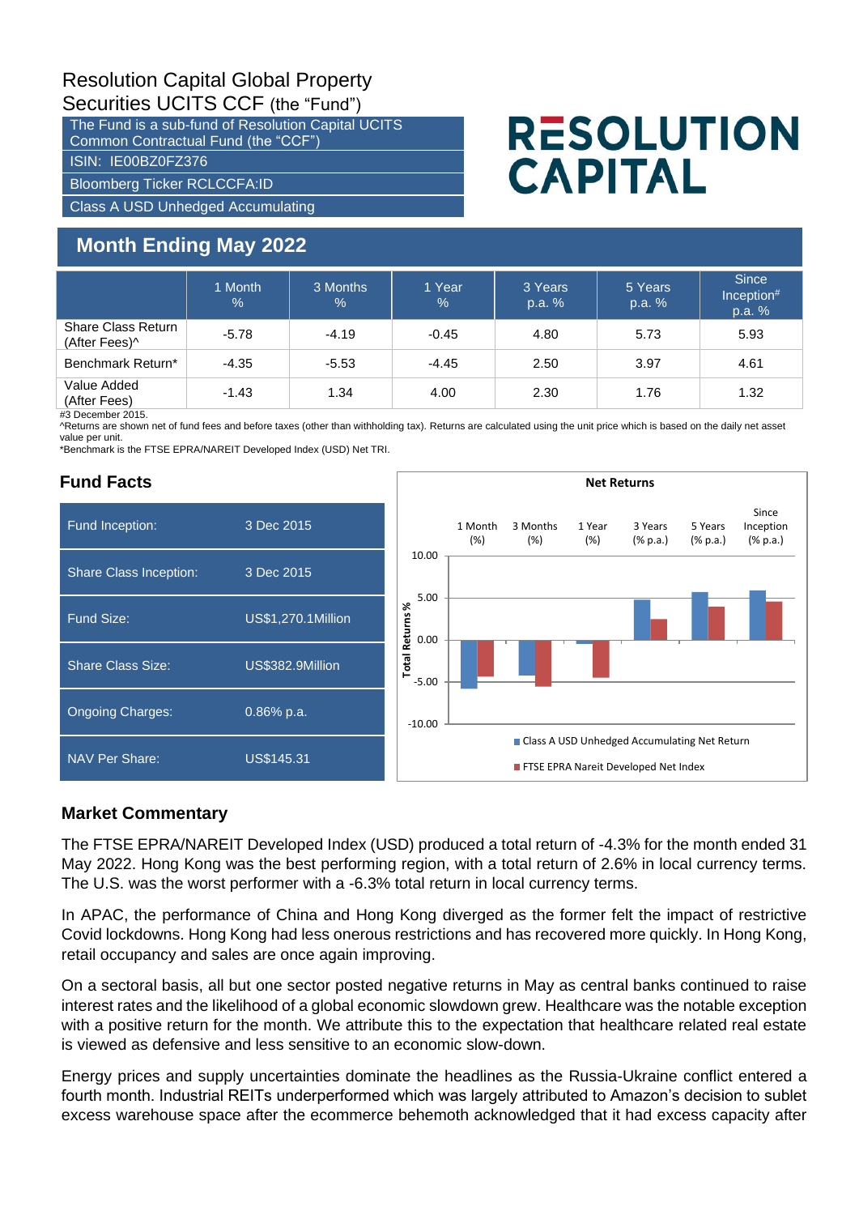# Resolution Capital Global Property Securities UCITS CCF (the "Fund")

The Fund is a sub-fund of Resolution Capital UCITS Common Contractual Fund (the "CCF")

ISIN: IE00BZ0FZ376

Bloomberg Ticker RCLCCFA:ID

Class A USD Unhedged Accumulating

RESOLUTION CAPITAL

## Month Ending May 2022

| | 1 Month % | 3 Months % | 1 Year % | 3 Years p.a. % | 5 Years p.a. % | Since Inception# p.a. % |
|---|---|---|---|---|---|---|
| Share Class Return (After Fees)^ | -5.78 | -4.19 | -0.45 | 4.80 | 5.73 | 5.93 |
| Benchmark Return* | -4.35 | -5.53 | -4.45 | 2.50 | 3.97 | 4.61 |
| Value Added (After Fees) | -1.43 | 1.34 | 4.00 | 2.30 | 1.76 | 1.32 |

#3 December 2015.

^Returns are shown net of fund fees and before taxes (other than withholding tax). Returns are calculated using the unit price which is based on the daily net asset value per unit.

*Benchmark is the FTSE EPRA/NAREIT Developed Index (USD) Net TRI.

## Fund Facts

| | |
|---|---|
| Fund Inception: | 3 Dec 2015 |
| Share Class Inception: | 3 Dec 2015 |
| Fund Size: | US$1,270.1Million |
| Share Class Size: | US$382.9Million |
| Ongoing Charges: | 0.86% p.a. |
| NAV Per Share: | US$145.31 |

**Net Returns**

| | 1 Month (%) | 3 Months (%) | 1 Year (%) | 3 Years (% p.a.) | 5 Years (% p.a.) | Since Inception (% p.a.) |
|---|---|---|---|---|---|---|
| Class A USD Unhedged Accumulating Net Return | -5.78 | -4.19 | -0.45 | 4.80 | 5.73 | 5.93 |
| FTSE EPRA Nareit Developed Net Index | -4.35 | -5.53 | -4.45 | 2.50 | 3.97 | 4.61 |

## Market Commentary

The FTSE EPRA/NAREIT Developed Index (USD) produced a total return of -4.3% for the month ended 31 May 2022. Hong Kong was the best performing region, with a total return of 2.6% in local currency terms. The U.S. was the worst performer with a -6.3% total return in local currency terms.

In APAC, the performance of China and Hong Kong diverged as the former felt the impact of restrictive Covid lockdowns. Hong Kong had less onerous restrictions and has recovered more quickly. In Hong Kong, retail occupancy and sales are once again improving.

On a sectoral basis, all but one sector posted negative returns in May as central banks continued to raise interest rates and the likelihood of a global economic slowdown grew. Healthcare was the notable exception with a positive return for the month. We attribute this to the expectation that healthcare related real estate is viewed as defensive and less sensitive to an economic slow-down.

Energy prices and supply uncertainties dominate the headlines as the Russia-Ukraine conflict entered a fourth month. Industrial REITs underperformed which was largely attributed to Amazon's decision to sublet excess warehouse space after the ecommerce behemoth acknowledged that it had excess capacity after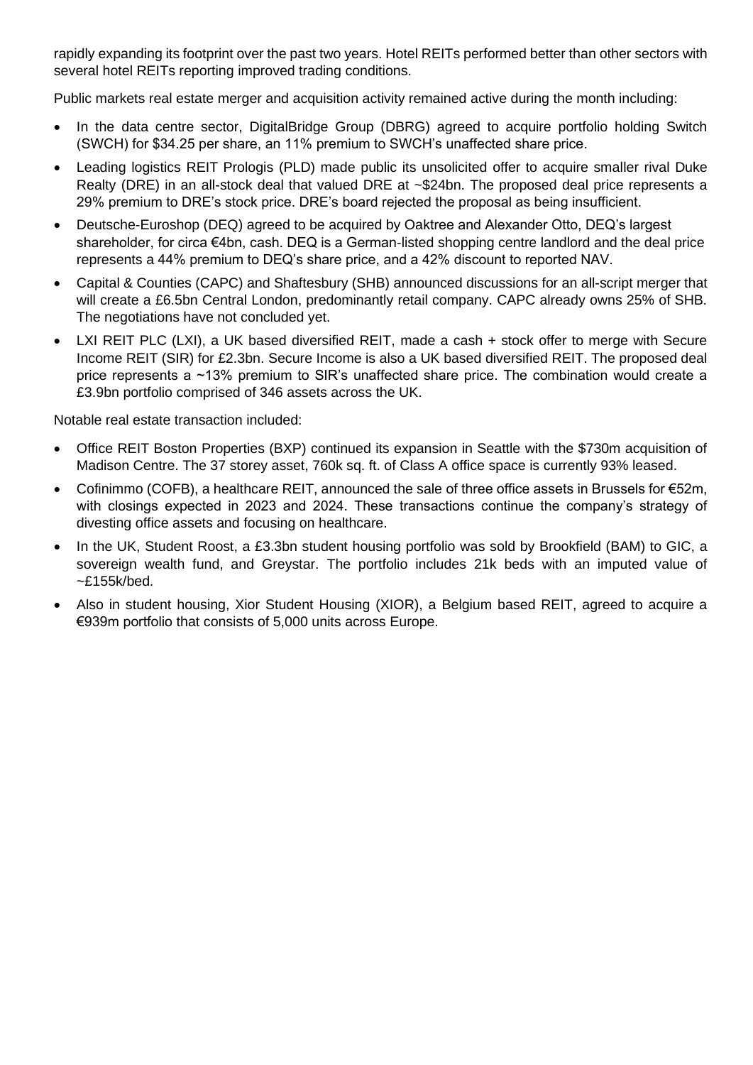rapidly expanding its footprint over the past two years. Hotel REITs performed better than other sectors with several hotel REITs reporting improved trading conditions.

Public markets real estate merger and acquisition activity remained active during the month including:

- In the data centre sector, DigitalBridge Group (DBRG) agreed to acquire portfolio holding Switch (SWCH) for $34.25 per share, an 11% premium to SWCH's unaffected share price.
- Leading logistics REIT Prologis (PLD) made public its unsolicited offer to acquire smaller rival Duke Realty (DRE) in an all-stock deal that valued DRE at ~$24bn. The proposed deal price represents a 29% premium to DRE's stock price. DRE's board rejected the proposal as being insufficient.
- Deutsche-Euroshop (DEQ) agreed to be acquired by Oaktree and Alexander Otto, DEQ's largest shareholder, for circa €4bn, cash. DEQ is a German-listed shopping centre landlord and the deal price represents a 44% premium to DEQ's share price, and a 42% discount to reported NAV.
- Capital & Counties (CAPC) and Shaftesbury (SHB) announced discussions for an all-script merger that will create a £6.5bn Central London, predominantly retail company. CAPC already owns 25% of SHB. The negotiations have not concluded yet.
- LXI REIT PLC (LXI), a UK based diversified REIT, made a cash + stock offer to merge with Secure Income REIT (SIR) for £2.3bn. Secure Income is also a UK based diversified REIT. The proposed deal price represents a ~13% premium to SIR's unaffected share price. The combination would create a £3.9bn portfolio comprised of 346 assets across the UK.

Notable real estate transaction included:

- Office REIT Boston Properties (BXP) continued its expansion in Seattle with the $730m acquisition of Madison Centre. The 37 storey asset, 760k sq. ft. of Class A office space is currently 93% leased.
- Cofinimmo (COFB), a healthcare REIT, announced the sale of three office assets in Brussels for €52m, with closings expected in 2023 and 2024. These transactions continue the company's strategy of divesting office assets and focusing on healthcare.
- In the UK, Student Roost, a £3.3bn student housing portfolio was sold by Brookfield (BAM) to GIC, a sovereign wealth fund, and Greystar. The portfolio includes 21k beds with an imputed value of ~£155k/bed.
- Also in student housing, Xior Student Housing (XIOR), a Belgium based REIT, agreed to acquire a €939m portfolio that consists of 5,000 units across Europe.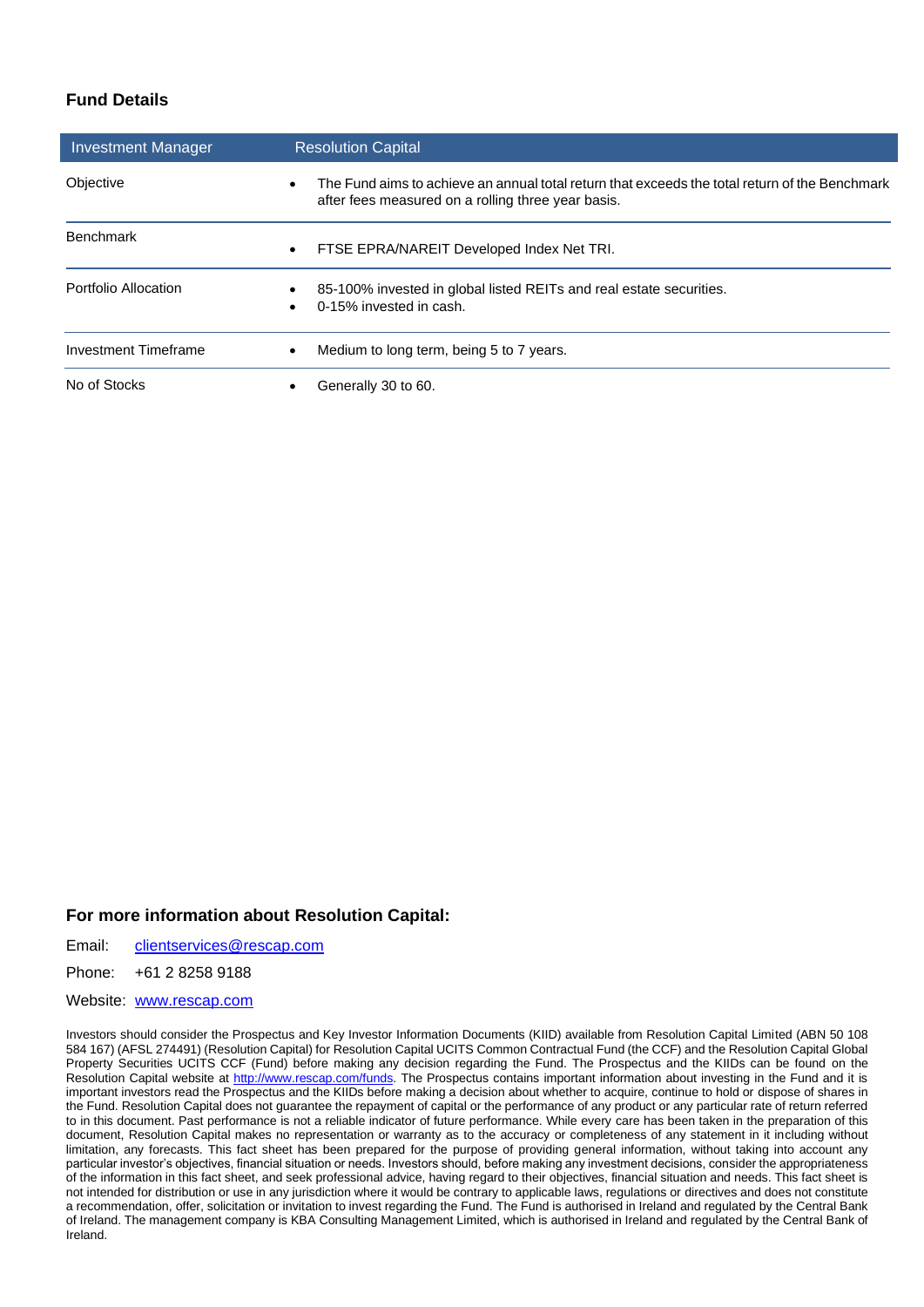## Fund Details

| Investment Manager | Resolution Capital |
|---|---|
| Objective | • The Fund aims to achieve an annual total return that exceeds the total return of the Benchmark after fees measured on a rolling three year basis. |
| Benchmark | • FTSE EPRA/NAREIT Developed Index Net TRI. |
| Portfolio Allocation | • 85-100% invested in global listed REITs and real estate securities.<br>• 0-15% invested in cash. |
| Investment Timeframe | • Medium to long term, being 5 to 7 years. |
| No of Stocks | • Generally 30 to 60. |

## For more information about Resolution Capital:

Email: clientservices@rescap.com

Phone: +61 2 8258 9188

Website: www.rescap.com

Investors should consider the Prospectus and Key Investor Information Documents (KIID) available from Resolution Capital Limited (ABN 50 108 584 167) (AFSL 274491) (Resolution Capital) for Resolution Capital UCITS Common Contractual Fund (the CCF) and the Resolution Capital Global Property Securities UCITS CCF (Fund) before making any decision regarding the Fund. The Prospectus and the KIIDs can be found on the Resolution Capital website at http://www.rescap.com/funds. The Prospectus contains important information about investing in the Fund and it is important investors read the Prospectus and the KIIDs before making a decision about whether to acquire, continue to hold or dispose of shares in the Fund. Resolution Capital does not guarantee the repayment of capital or the performance of any product or any particular rate of return referred to in this document. Past performance is not a reliable indicator of future performance. While every care has been taken in the preparation of this document, Resolution Capital makes no representation or warranty as to the accuracy or completeness of any statement in it including without limitation, any forecasts. This fact sheet has been prepared for the purpose of providing general information, without taking into account any particular investor's objectives, financial situation or needs. Investors should, before making any investment decisions, consider the appropriateness of the information in this fact sheet, and seek professional advice, having regard to their objectives, financial situation and needs. This fact sheet is not intended for distribution or use in any jurisdiction where it would be contrary to applicable laws, regulations or directives and does not constitute a recommendation, offer, solicitation or invitation to invest regarding the Fund. The Fund is authorised in Ireland and regulated by the Central Bank of Ireland. The management company is KBA Consulting Management Limited, which is authorised in Ireland and regulated by the Central Bank of Ireland.